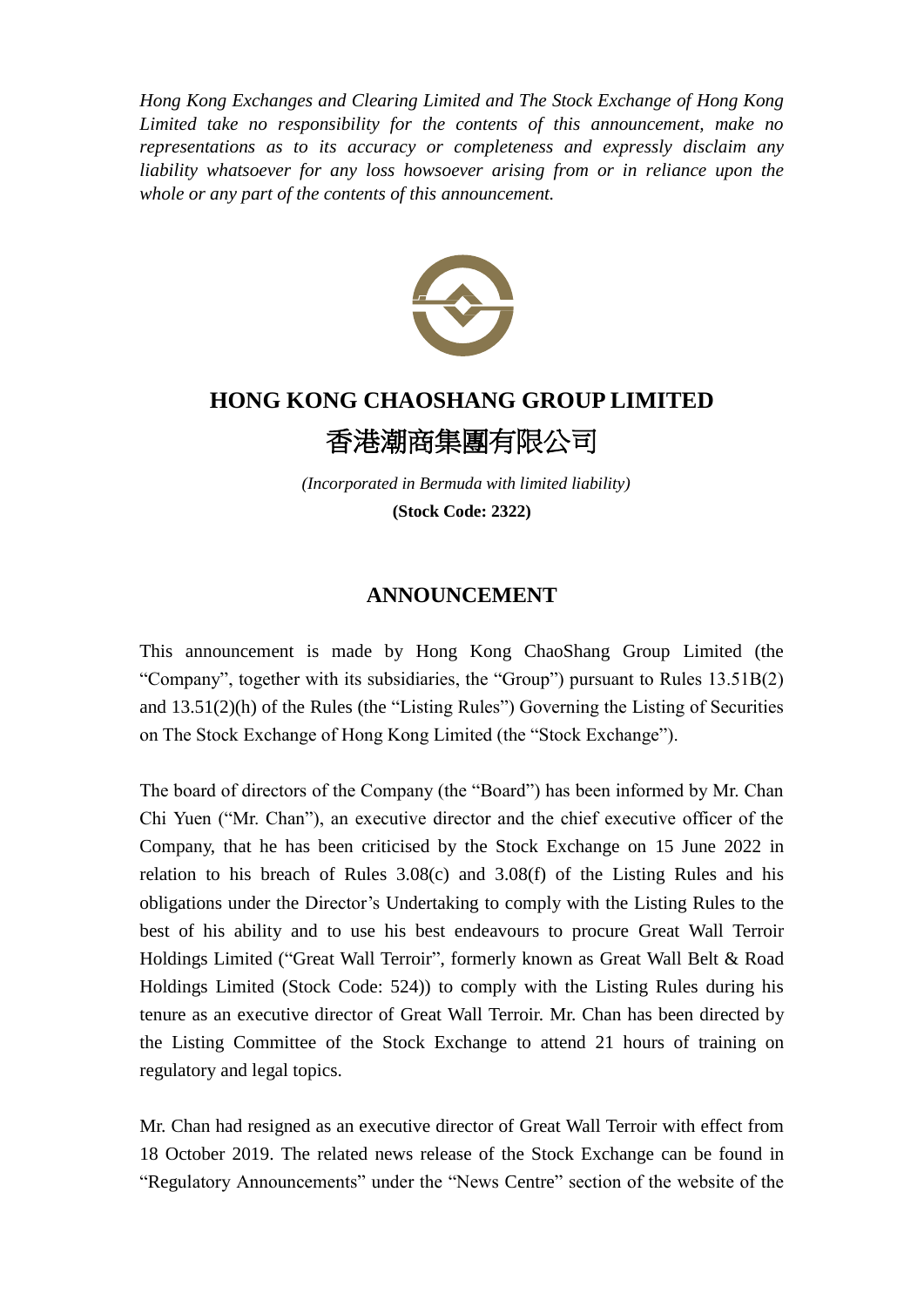*Hong Kong Exchanges and Clearing Limited and The Stock Exchange of Hong Kong Limited take no responsibility for the contents of this announcement, make no representations as to its accuracy or completeness and expressly disclaim any liability whatsoever for any loss howsoever arising from or in reliance upon the whole or any part of the contents of this announcement.*

# HONG KONG CHAOSHANG GROUP LIMITED

# 香港潮商集團有限公司

*(Incorporated in Bermuda with limited liability)*

**(Stock Code: 2322)**

## ANNOUNCEMENT

This announcement is made by Hong Kong ChaoShang Group Limited (the "Company", together with its subsidiaries, the "Group") pursuant to Rules 13.51B(2) and 13.51(2)(h) of the Rules (the "Listing Rules") Governing the Listing of Securities on The Stock Exchange of Hong Kong Limited (the "Stock Exchange").

The board of directors of the Company (the "Board") has been informed by Mr. Chan Chi Yuen ("Mr. Chan"), an executive director and the chief executive officer of the Company, that he has been criticised by the Stock Exchange on 15 June 2022 in relation to his breach of Rules 3.08(c) and 3.08(f) of the Listing Rules and his obligations under the Director's Undertaking to comply with the Listing Rules to the best of his ability and to use his best endeavours to procure Great Wall Terroir Holdings Limited ("Great Wall Terroir", formerly known as Great Wall Belt & Road Holdings Limited (Stock Code: 524)) to comply with the Listing Rules during his tenure as an executive director of Great Wall Terroir. Mr. Chan has been directed by the Listing Committee of the Stock Exchange to attend 21 hours of training on regulatory and legal topics.

Mr. Chan had resigned as an executive director of Great Wall Terroir with effect from 18 October 2019. The related news release of the Stock Exchange can be found in "Regulatory Announcements" under the "News Centre" section of the website of the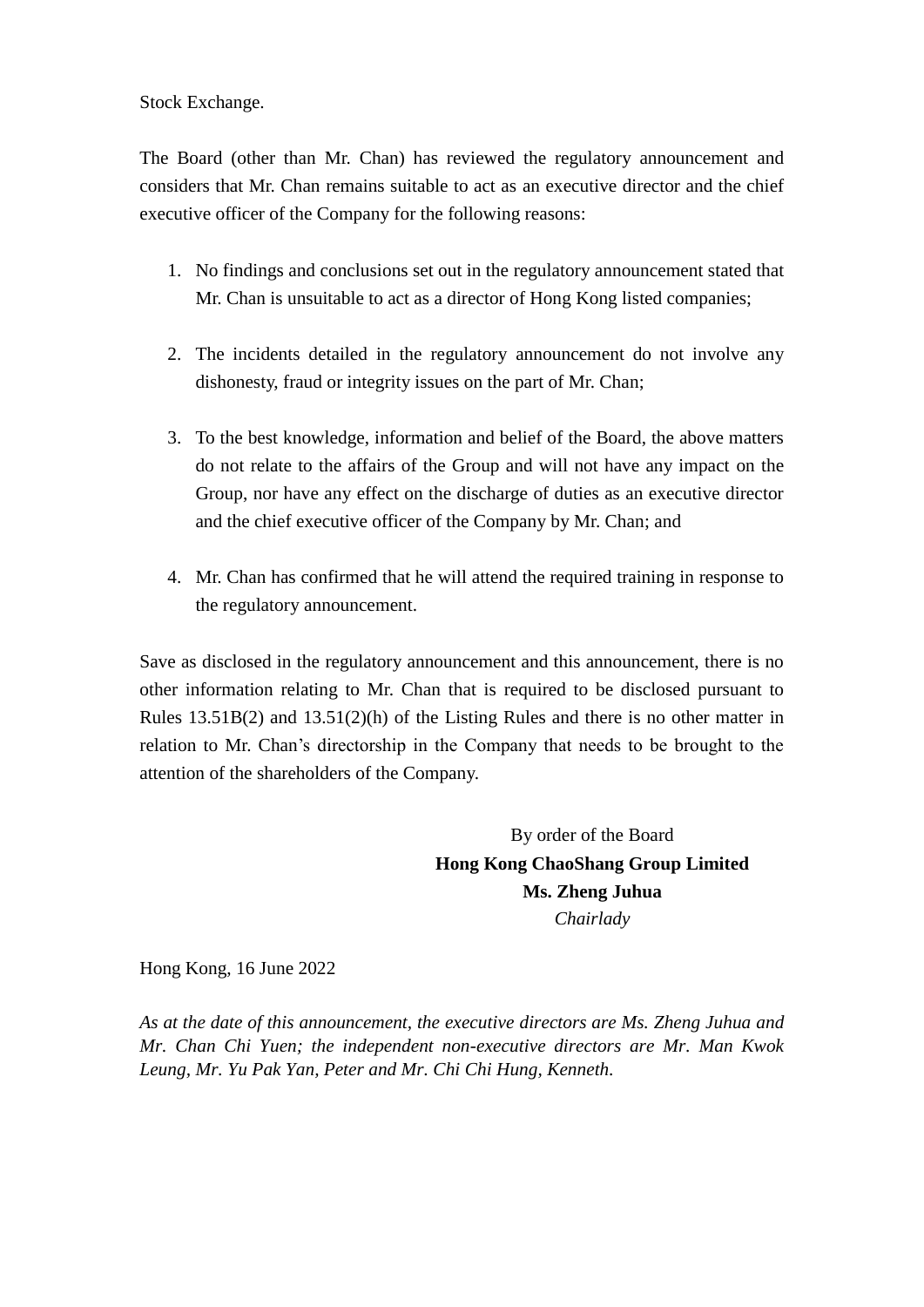Stock Exchange.

The Board (other than Mr. Chan) has reviewed the regulatory announcement and considers that Mr. Chan remains suitable to act as an executive director and the chief executive officer of the Company for the following reasons:

1. No findings and conclusions set out in the regulatory announcement stated that Mr. Chan is unsuitable to act as a director of Hong Kong listed companies;

2. The incidents detailed in the regulatory announcement do not involve any dishonesty, fraud or integrity issues on the part of Mr. Chan;

3. To the best knowledge, information and belief of the Board, the above matters do not relate to the affairs of the Group and will not have any impact on the Group, nor have any effect on the discharge of duties as an executive director and the chief executive officer of the Company by Mr. Chan; and

4. Mr. Chan has confirmed that he will attend the required training in response to the regulatory announcement.

Save as disclosed in the regulatory announcement and this announcement, there is no other information relating to Mr. Chan that is required to be disclosed pursuant to Rules 13.51B(2) and 13.51(2)(h) of the Listing Rules and there is no other matter in relation to Mr. Chan's directorship in the Company that needs to be brought to the attention of the shareholders of the Company.

By order of the Board
**Hong Kong ChaoShang Group Limited**
**Ms. Zheng Juhua**
*Chairlady*

Hong Kong, 16 June 2022

*As at the date of this announcement, the executive directors are Ms. Zheng Juhua and Mr. Chan Chi Yuen; the independent non-executive directors are Mr. Man Kwok Leung, Mr. Yu Pak Yan, Peter and Mr. Chi Chi Hung, Kenneth.*